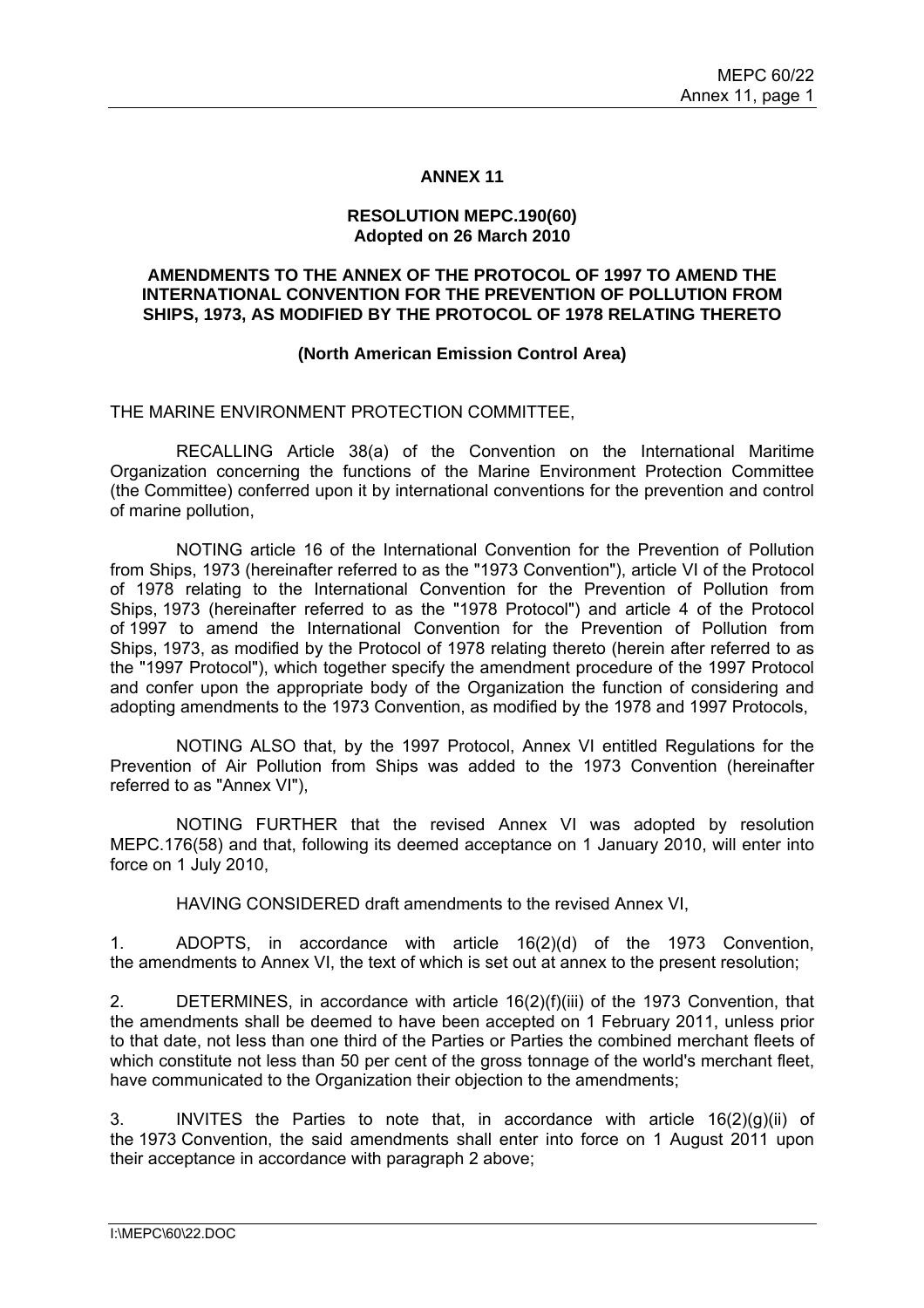# ANNEX 11

## RESOLUTION MEPC.190(60)
**Adopted on 26 March 2010**

## AMENDMENTS TO THE ANNEX OF THE PROTOCOL OF 1997 TO AMEND THE INTERNATIONAL CONVENTION FOR THE PREVENTION OF POLLUTION FROM SHIPS, 1973, AS MODIFIED BY THE PROTOCOL OF 1978 RELATING THERETO

**(North American Emission Control Area)**

THE MARINE ENVIRONMENT PROTECTION COMMITTEE,

RECALLING Article 38(a) of the Convention on the International Maritime Organization concerning the functions of the Marine Environment Protection Committee (the Committee) conferred upon it by international conventions for the prevention and control of marine pollution,

NOTING article 16 of the International Convention for the Prevention of Pollution from Ships, 1973 (hereinafter referred to as the "1973 Convention"), article VI of the Protocol of 1978 relating to the International Convention for the Prevention of Pollution from Ships, 1973 (hereinafter referred to as the "1978 Protocol") and article 4 of the Protocol of 1997 to amend the International Convention for the Prevention of Pollution from Ships, 1973, as modified by the Protocol of 1978 relating thereto (herein after referred to as the "1997 Protocol"), which together specify the amendment procedure of the 1997 Protocol and confer upon the appropriate body of the Organization the function of considering and adopting amendments to the 1973 Convention, as modified by the 1978 and 1997 Protocols,

NOTING ALSO that, by the 1997 Protocol, Annex VI entitled Regulations for the Prevention of Air Pollution from Ships was added to the 1973 Convention (hereinafter referred to as "Annex VI"),

NOTING FURTHER that the revised Annex VI was adopted by resolution MEPC.176(58) and that, following its deemed acceptance on 1 January 2010, will enter into force on 1 July 2010,

HAVING CONSIDERED draft amendments to the revised Annex VI,

1. ADOPTS, in accordance with article 16(2)(d) of the 1973 Convention, the amendments to Annex VI, the text of which is set out at annex to the present resolution;

2. DETERMINES, in accordance with article 16(2)(f)(iii) of the 1973 Convention, that the amendments shall be deemed to have been accepted on 1 February 2011, unless prior to that date, not less than one third of the Parties or Parties the combined merchant fleets of which constitute not less than 50 per cent of the gross tonnage of the world's merchant fleet, have communicated to the Organization their objection to the amendments;

3. INVITES the Parties to note that, in accordance with article 16(2)(g)(ii) of the 1973 Convention, the said amendments shall enter into force on 1 August 2011 upon their acceptance in accordance with paragraph 2 above;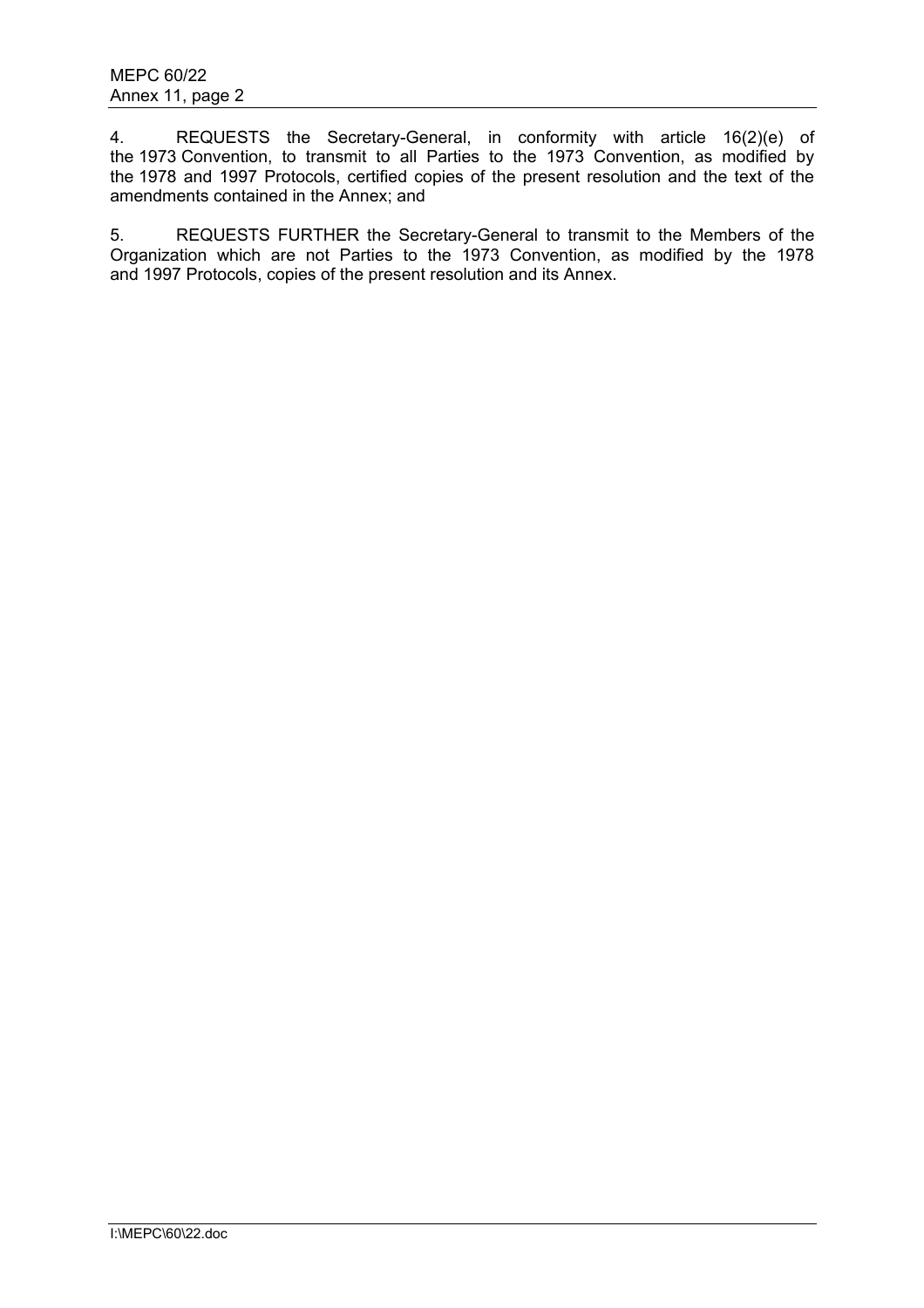4. REQUESTS the Secretary-General, in conformity with article 16(2)(e) of the 1973 Convention, to transmit to all Parties to the 1973 Convention, as modified by the 1978 and 1997 Protocols, certified copies of the present resolution and the text of the amendments contained in the Annex; and

5. REQUESTS FURTHER the Secretary-General to transmit to the Members of the Organization which are not Parties to the 1973 Convention, as modified by the 1978 and 1997 Protocols, copies of the present resolution and its Annex.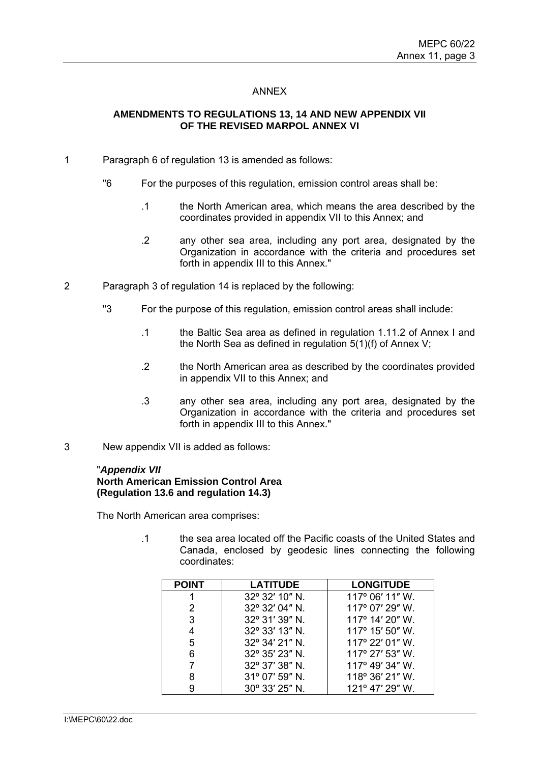## ANNEX

### AMENDMENTS TO REGULATIONS 13, 14 AND NEW APPENDIX VII OF THE REVISED MARPOL ANNEX VI

1 Paragraph 6 of regulation 13 is amended as follows:

"6 For the purposes of this regulation, emission control areas shall be:

.1 the North American area, which means the area described by the coordinates provided in appendix VII to this Annex; and

.2 any other sea area, including any port area, designated by the Organization in accordance with the criteria and procedures set forth in appendix III to this Annex."

2 Paragraph 3 of regulation 14 is replaced by the following:

"3 For the purpose of this regulation, emission control areas shall include:

.1 the Baltic Sea area as defined in regulation 1.11.2 of Annex I and the North Sea as defined in regulation 5(1)(f) of Annex V;

.2 the North American area as described by the coordinates provided in appendix VII to this Annex; and

.3 any other sea area, including any port area, designated by the Organization in accordance with the criteria and procedures set forth in appendix III to this Annex."

3 New appendix VII is added as follows:

"***Appendix VII***
**North American Emission Control Area**
**(Regulation 13.6 and regulation 14.3)**

The North American area comprises:

.1 the sea area located off the Pacific coasts of the United States and Canada, enclosed by geodesic lines connecting the following coordinates:

| POINT | LATITUDE | LONGITUDE |
|---|---|---|
| 1 | 32º 32′ 10″ N. | 117º 06′ 11″ W. |
| 2 | 32º 32′ 04″ N. | 117º 07′ 29″ W. |
| 3 | 32º 31′ 39″ N. | 117º 14′ 20″ W. |
| 4 | 32º 33′ 13″ N. | 117º 15′ 50″ W. |
| 5 | 32º 34′ 21″ N. | 117º 22′ 01″ W. |
| 6 | 32º 35′ 23″ N. | 117º 27′ 53″ W. |
| 7 | 32º 37′ 38″ N. | 117º 49′ 34″ W. |
| 8 | 31º 07′ 59″ N. | 118º 36′ 21″ W. |
| 9 | 30º 33′ 25″ N. | 121º 47′ 29″ W. |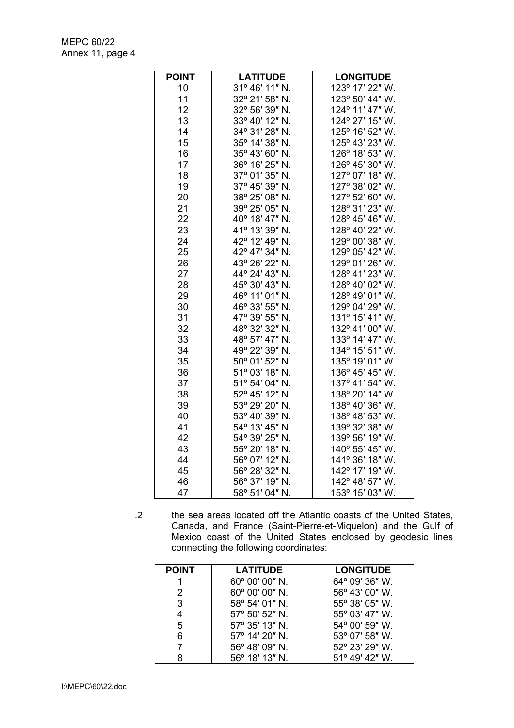| POINT | LATITUDE | LONGITUDE |
|---|---|---|
| 10 | 31º 46′ 11″ N. | 123º 17′ 22″ W. |
| 11 | 32º 21′ 58″ N. | 123º 50′ 44″ W. |
| 12 | 32º 56′ 39″ N. | 124º 11′ 47″ W. |
| 13 | 33º 40′ 12″ N. | 124º 27′ 15″ W. |
| 14 | 34º 31′ 28″ N. | 125º 16′ 52″ W. |
| 15 | 35º 14′ 38″ N. | 125º 43′ 23″ W. |
| 16 | 35º 43′ 60″ N. | 126º 18′ 53″ W. |
| 17 | 36º 16′ 25″ N. | 126º 45′ 30″ W. |
| 18 | 37º 01′ 35″ N. | 127º 07′ 18″ W. |
| 19 | 37º 45′ 39″ N. | 127º 38′ 02″ W. |
| 20 | 38º 25′ 08″ N. | 127º 52′ 60″ W. |
| 21 | 39º 25′ 05″ N. | 128º 31′ 23″ W. |
| 22 | 40º 18′ 47″ N. | 128º 45′ 46″ W. |
| 23 | 41º 13′ 39″ N. | 128º 40′ 22″ W. |
| 24 | 42º 12′ 49″ N. | 129º 00′ 38″ W. |
| 25 | 42º 47′ 34″ N. | 129º 05′ 42″ W. |
| 26 | 43º 26′ 22″ N. | 129º 01′ 26″ W. |
| 27 | 44º 24′ 43″ N. | 128º 41′ 23″ W. |
| 28 | 45º 30′ 43″ N. | 128º 40′ 02″ W. |
| 29 | 46º 11′ 01″ N. | 128º 49′ 01″ W. |
| 30 | 46º 33′ 55″ N. | 129º 04′ 29″ W. |
| 31 | 47º 39′ 55″ N. | 131º 15′ 41″ W. |
| 32 | 48º 32′ 32″ N. | 132º 41′ 00″ W. |
| 33 | 48º 57′ 47″ N. | 133º 14′ 47″ W. |
| 34 | 49º 22′ 39″ N. | 134º 15′ 51″ W. |
| 35 | 50º 01′ 52″ N. | 135º 19′ 01″ W. |
| 36 | 51º 03′ 18″ N. | 136º 45′ 45″ W. |
| 37 | 51º 54′ 04″ N. | 137º 41′ 54″ W. |
| 38 | 52º 45′ 12″ N. | 138º 20′ 14″ W. |
| 39 | 53º 29′ 20″ N. | 138º 40′ 36″ W. |
| 40 | 53º 40′ 39″ N. | 138º 48′ 53″ W. |
| 41 | 54º 13′ 45″ N. | 139º 32′ 38″ W. |
| 42 | 54º 39′ 25″ N. | 139º 56′ 19″ W. |
| 43 | 55º 20′ 18″ N. | 140º 55′ 45″ W. |
| 44 | 56º 07′ 12″ N. | 141º 36′ 18″ W. |
| 45 | 56º 28′ 32″ N. | 142º 17′ 19″ W. |
| 46 | 56º 37′ 19″ N. | 142º 48′ 57″ W. |
| 47 | 58º 51′ 04″ N. | 153º 15′ 03″ W. |

.2 the sea areas located off the Atlantic coasts of the United States, Canada, and France (Saint-Pierre-et-Miquelon) and the Gulf of Mexico coast of the United States enclosed by geodesic lines connecting the following coordinates:

| POINT | LATITUDE | LONGITUDE |
|---|---|---|
| 1 | 60º 00′ 00″ N. | 64º 09′ 36″ W. |
| 2 | 60º 00′ 00″ N. | 56º 43′ 00″ W. |
| 3 | 58º 54′ 01″ N. | 55º 38′ 05″ W. |
| 4 | 57º 50′ 52″ N. | 55º 03′ 47″ W. |
| 5 | 57º 35′ 13″ N. | 54º 00′ 59″ W. |
| 6 | 57º 14′ 20″ N. | 53º 07′ 58″ W. |
| 7 | 56º 48′ 09″ N. | 52º 23′ 29″ W. |
| 8 | 56º 18′ 13″ N. | 51º 49′ 42″ W. |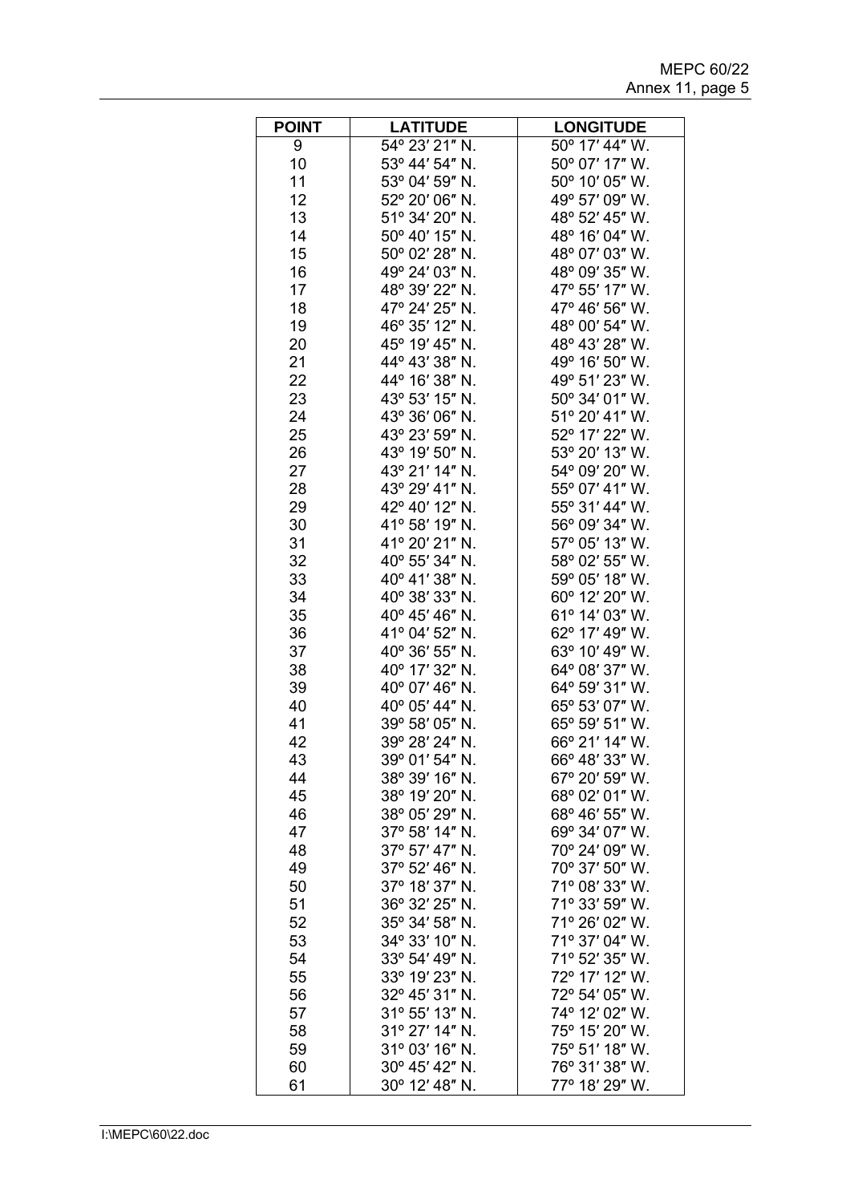| POINT | LATITUDE | LONGITUDE |
| --- | --- | --- |
| 9 | 54º 23′ 21″ N. | 50º 17′ 44″ W. |
| 10 | 53º 44′ 54″ N. | 50º 07′ 17″ W. |
| 11 | 53º 04′ 59″ N. | 50º 10′ 05″ W. |
| 12 | 52º 20′ 06″ N. | 49º 57′ 09″ W. |
| 13 | 51º 34′ 20″ N. | 48º 52′ 45″ W. |
| 14 | 50º 40′ 15″ N. | 48º 16′ 04″ W. |
| 15 | 50º 02′ 28″ N. | 48º 07′ 03″ W. |
| 16 | 49º 24′ 03″ N. | 48º 09′ 35″ W. |
| 17 | 48º 39′ 22″ N. | 47º 55′ 17″ W. |
| 18 | 47º 24′ 25″ N. | 47º 46′ 56″ W. |
| 19 | 46º 35′ 12″ N. | 48º 00′ 54″ W. |
| 20 | 45º 19′ 45″ N. | 48º 43′ 28″ W. |
| 21 | 44º 43′ 38″ N. | 49º 16′ 50″ W. |
| 22 | 44º 16′ 38″ N. | 49º 51′ 23″ W. |
| 23 | 43º 53′ 15″ N. | 50º 34′ 01″ W. |
| 24 | 43º 36′ 06″ N. | 51º 20′ 41″ W. |
| 25 | 43º 23′ 59″ N. | 52º 17′ 22″ W. |
| 26 | 43º 19′ 50″ N. | 53º 20′ 13″ W. |
| 27 | 43º 21′ 14″ N. | 54º 09′ 20″ W. |
| 28 | 43º 29′ 41″ N. | 55º 07′ 41″ W. |
| 29 | 42º 40′ 12″ N. | 55º 31′ 44″ W. |
| 30 | 41º 58′ 19″ N. | 56º 09′ 34″ W. |
| 31 | 41º 20′ 21″ N. | 57º 05′ 13″ W. |
| 32 | 40º 55′ 34″ N. | 58º 02′ 55″ W. |
| 33 | 40º 41′ 38″ N. | 59º 05′ 18″ W. |
| 34 | 40º 38′ 33″ N. | 60º 12′ 20″ W. |
| 35 | 40º 45′ 46″ N. | 61º 14′ 03″ W. |
| 36 | 41º 04′ 52″ N. | 62º 17′ 49″ W. |
| 37 | 40º 36′ 55″ N. | 63º 10′ 49″ W. |
| 38 | 40º 17′ 32″ N. | 64º 08′ 37″ W. |
| 39 | 40º 07′ 46″ N. | 64º 59′ 31″ W. |
| 40 | 40º 05′ 44″ N. | 65º 53′ 07″ W. |
| 41 | 39º 58′ 05″ N. | 65º 59′ 51″ W. |
| 42 | 39º 28′ 24″ N. | 66º 21′ 14″ W. |
| 43 | 39º 01′ 54″ N. | 66º 48′ 33″ W. |
| 44 | 38º 39′ 16″ N. | 67º 20′ 59″ W. |
| 45 | 38º 19′ 20″ N. | 68º 02′ 01″ W. |
| 46 | 38º 05′ 29″ N. | 68º 46′ 55″ W. |
| 47 | 37º 58′ 14″ N. | 69º 34′ 07″ W. |
| 48 | 37º 57′ 47″ N. | 70º 24′ 09″ W. |
| 49 | 37º 52′ 46″ N. | 70º 37′ 50″ W. |
| 50 | 37º 18′ 37″ N. | 71º 08′ 33″ W. |
| 51 | 36º 32′ 25″ N. | 71º 33′ 59″ W. |
| 52 | 35º 34′ 58″ N. | 71º 26′ 02″ W. |
| 53 | 34º 33′ 10″ N. | 71º 37′ 04″ W. |
| 54 | 33º 54′ 49″ N. | 71º 52′ 35″ W. |
| 55 | 33º 19′ 23″ N. | 72º 17′ 12″ W. |
| 56 | 32º 45′ 31″ N. | 72º 54′ 05″ W. |
| 57 | 31º 55′ 13″ N. | 74º 12′ 02″ W. |
| 58 | 31º 27′ 14″ N. | 75º 15′ 20″ W. |
| 59 | 31º 03′ 16″ N. | 75º 51′ 18″ W. |
| 60 | 30º 45′ 42″ N. | 76º 31′ 38″ W. |
| 61 | 30º 12′ 48″ N. | 77º 18′ 29″ W. |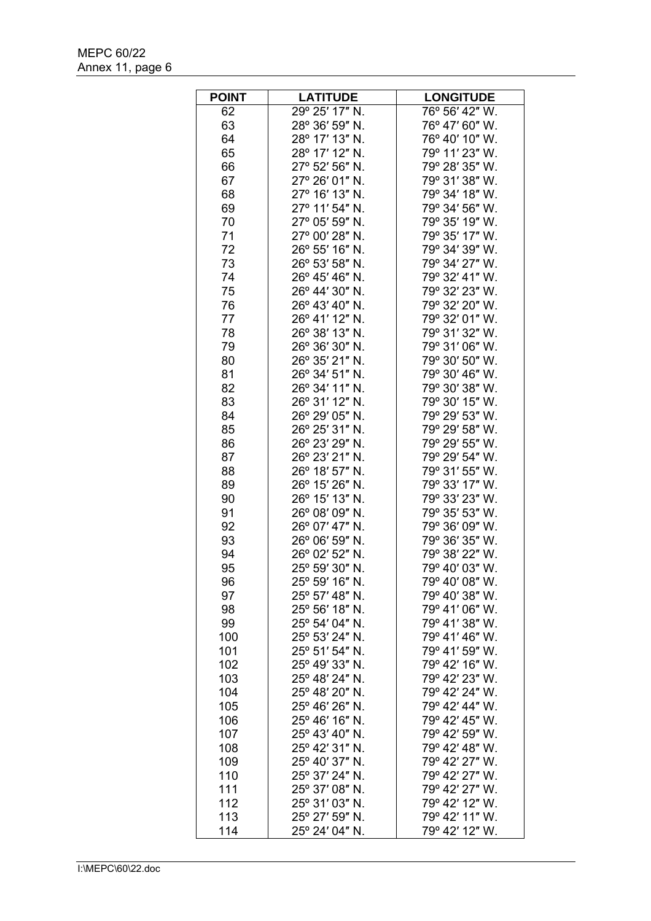| POINT | LATITUDE | LONGITUDE |
|---|---|---|
| 62 | 29º 25′ 17″ N. | 76º 56′ 42″ W. |
| 63 | 28º 36′ 59″ N. | 76º 47′ 60″ W. |
| 64 | 28º 17′ 13″ N. | 76º 40′ 10″ W. |
| 65 | 28º 17′ 12″ N. | 79º 11′ 23″ W. |
| 66 | 27º 52′ 56″ N. | 79º 28′ 35″ W. |
| 67 | 27º 26′ 01″ N. | 79º 31′ 38″ W. |
| 68 | 27º 16′ 13″ N. | 79º 34′ 18″ W. |
| 69 | 27º 11′ 54″ N. | 79º 34′ 56″ W. |
| 70 | 27º 05′ 59″ N. | 79º 35′ 19″ W. |
| 71 | 27º 00′ 28″ N. | 79º 35′ 17″ W. |
| 72 | 26º 55′ 16″ N. | 79º 34′ 39″ W. |
| 73 | 26º 53′ 58″ N. | 79º 34′ 27″ W. |
| 74 | 26º 45′ 46″ N. | 79º 32′ 41″ W. |
| 75 | 26º 44′ 30″ N. | 79º 32′ 23″ W. |
| 76 | 26º 43′ 40″ N. | 79º 32′ 20″ W. |
| 77 | 26º 41′ 12″ N. | 79º 32′ 01″ W. |
| 78 | 26º 38′ 13″ N. | 79º 31′ 32″ W. |
| 79 | 26º 36′ 30″ N. | 79º 31′ 06″ W. |
| 80 | 26º 35′ 21″ N. | 79º 30′ 50″ W. |
| 81 | 26º 34′ 51″ N. | 79º 30′ 46″ W. |
| 82 | 26º 34′ 11″ N. | 79º 30′ 38″ W. |
| 83 | 26º 31′ 12″ N. | 79º 30′ 15″ W. |
| 84 | 26º 29′ 05″ N. | 79º 29′ 53″ W. |
| 85 | 26º 25′ 31″ N. | 79º 29′ 58″ W. |
| 86 | 26º 23′ 29″ N. | 79º 29′ 55″ W. |
| 87 | 26º 23′ 21″ N. | 79º 29′ 54″ W. |
| 88 | 26º 18′ 57″ N. | 79º 31′ 55″ W. |
| 89 | 26º 15′ 26″ N. | 79º 33′ 17″ W. |
| 90 | 26º 15′ 13″ N. | 79º 33′ 23″ W. |
| 91 | 26º 08′ 09″ N. | 79º 35′ 53″ W. |
| 92 | 26º 07′ 47″ N. | 79º 36′ 09″ W. |
| 93 | 26º 06′ 59″ N. | 79º 36′ 35″ W. |
| 94 | 26º 02′ 52″ N. | 79º 38′ 22″ W. |
| 95 | 25º 59′ 30″ N. | 79º 40′ 03″ W. |
| 96 | 25º 59′ 16″ N. | 79º 40′ 08″ W. |
| 97 | 25º 57′ 48″ N. | 79º 40′ 38″ W. |
| 98 | 25º 56′ 18″ N. | 79º 41′ 06″ W. |
| 99 | 25º 54′ 04″ N. | 79º 41′ 38″ W. |
| 100 | 25º 53′ 24″ N. | 79º 41′ 46″ W. |
| 101 | 25º 51′ 54″ N. | 79º 41′ 59″ W. |
| 102 | 25º 49′ 33″ N. | 79º 42′ 16″ W. |
| 103 | 25º 48′ 24″ N. | 79º 42′ 23″ W. |
| 104 | 25º 48′ 20″ N. | 79º 42′ 24″ W. |
| 105 | 25º 46′ 26″ N. | 79º 42′ 44″ W. |
| 106 | 25º 46′ 16″ N. | 79º 42′ 45″ W. |
| 107 | 25º 43′ 40″ N. | 79º 42′ 59″ W. |
| 108 | 25º 42′ 31″ N. | 79º 42′ 48″ W. |
| 109 | 25º 40′ 37″ N. | 79º 42′ 27″ W. |
| 110 | 25º 37′ 24″ N. | 79º 42′ 27″ W. |
| 111 | 25º 37′ 08″ N. | 79º 42′ 27″ W. |
| 112 | 25º 31′ 03″ N. | 79º 42′ 12″ W. |
| 113 | 25º 27′ 59″ N. | 79º 42′ 11″ W. |
| 114 | 25º 24′ 04″ N. | 79º 42′ 12″ W. |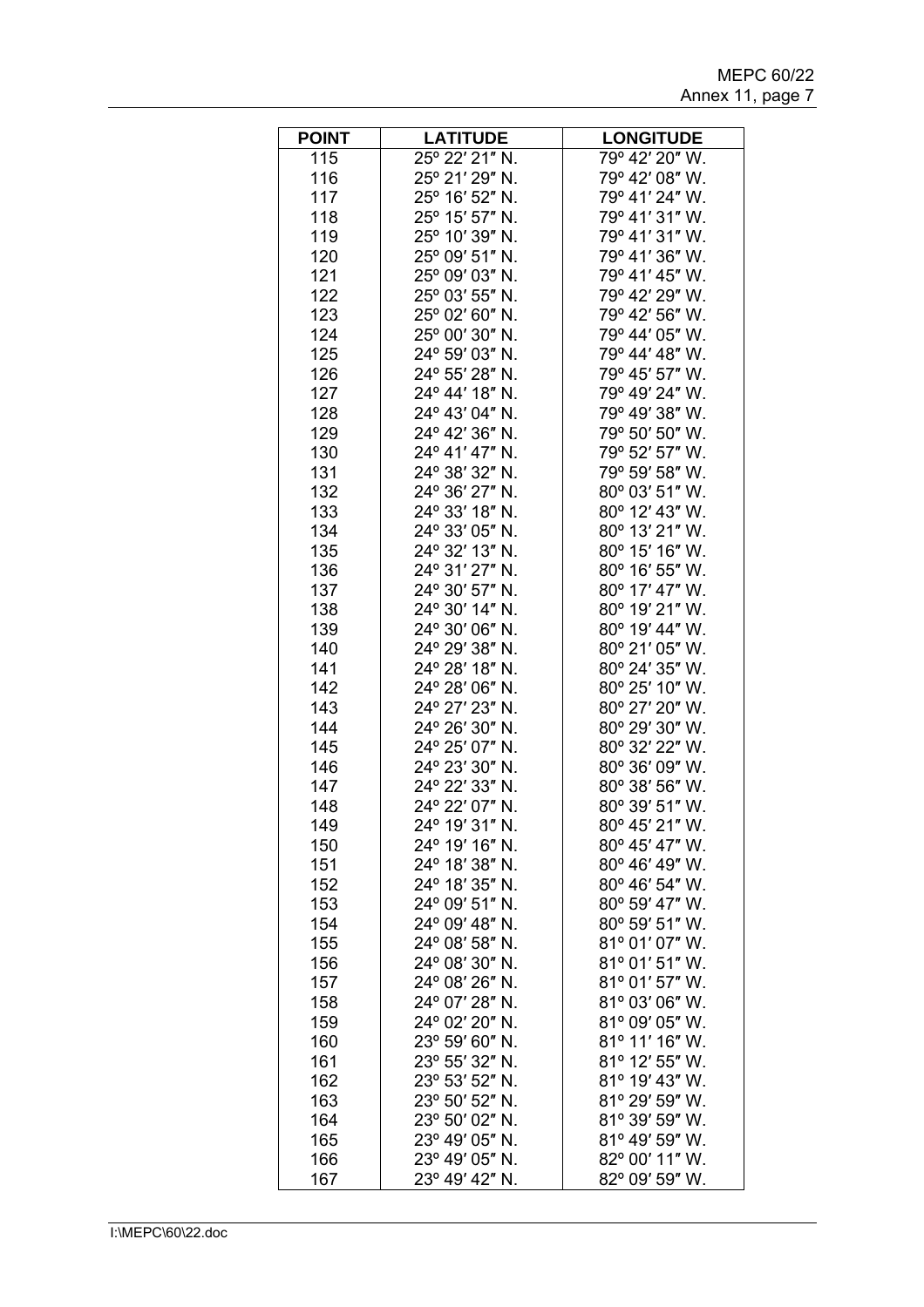| POINT | LATITUDE | LONGITUDE |
|---|---|---|
| 115 | 25º 22′ 21″ N. | 79º 42′ 20″ W. |
| 116 | 25º 21′ 29″ N. | 79º 42′ 08″ W. |
| 117 | 25º 16′ 52″ N. | 79º 41′ 24″ W. |
| 118 | 25º 15′ 57″ N. | 79º 41′ 31″ W. |
| 119 | 25º 10′ 39″ N. | 79º 41′ 31″ W. |
| 120 | 25º 09′ 51″ N. | 79º 41′ 36″ W. |
| 121 | 25º 09′ 03″ N. | 79º 41′ 45″ W. |
| 122 | 25º 03′ 55″ N. | 79º 42′ 29″ W. |
| 123 | 25º 02′ 60″ N. | 79º 42′ 56″ W. |
| 124 | 25º 00′ 30″ N. | 79º 44′ 05″ W. |
| 125 | 24º 59′ 03″ N. | 79º 44′ 48″ W. |
| 126 | 24º 55′ 28″ N. | 79º 45′ 57″ W. |
| 127 | 24º 44′ 18″ N. | 79º 49′ 24″ W. |
| 128 | 24º 43′ 04″ N. | 79º 49′ 38″ W. |
| 129 | 24º 42′ 36″ N. | 79º 50′ 50″ W. |
| 130 | 24º 41′ 47″ N. | 79º 52′ 57″ W. |
| 131 | 24º 38′ 32″ N. | 79º 59′ 58″ W. |
| 132 | 24º 36′ 27″ N. | 80º 03′ 51″ W. |
| 133 | 24º 33′ 18″ N. | 80º 12′ 43″ W. |
| 134 | 24º 33′ 05″ N. | 80º 13′ 21″ W. |
| 135 | 24º 32′ 13″ N. | 80º 15′ 16″ W. |
| 136 | 24º 31′ 27″ N. | 80º 16′ 55″ W. |
| 137 | 24º 30′ 57″ N. | 80º 17′ 47″ W. |
| 138 | 24º 30′ 14″ N. | 80º 19′ 21″ W. |
| 139 | 24º 30′ 06″ N. | 80º 19′ 44″ W. |
| 140 | 24º 29′ 38″ N. | 80º 21′ 05″ W. |
| 141 | 24º 28′ 18″ N. | 80º 24′ 35″ W. |
| 142 | 24º 28′ 06″ N. | 80º 25′ 10″ W. |
| 143 | 24º 27′ 23″ N. | 80º 27′ 20″ W. |
| 144 | 24º 26′ 30″ N. | 80º 29′ 30″ W. |
| 145 | 24º 25′ 07″ N. | 80º 32′ 22″ W. |
| 146 | 24º 23′ 30″ N. | 80º 36′ 09″ W. |
| 147 | 24º 22′ 33″ N. | 80º 38′ 56″ W. |
| 148 | 24º 22′ 07″ N. | 80º 39′ 51″ W. |
| 149 | 24º 19′ 31″ N. | 80º 45′ 21″ W. |
| 150 | 24º 19′ 16″ N. | 80º 45′ 47″ W. |
| 151 | 24º 18′ 38″ N. | 80º 46′ 49″ W. |
| 152 | 24º 18′ 35″ N. | 80º 46′ 54″ W. |
| 153 | 24º 09′ 51″ N. | 80º 59′ 47″ W. |
| 154 | 24º 09′ 48″ N. | 80º 59′ 51″ W. |
| 155 | 24º 08′ 58″ N. | 81º 01′ 07″ W. |
| 156 | 24º 08′ 30″ N. | 81º 01′ 51″ W. |
| 157 | 24º 08′ 26″ N. | 81º 01′ 57″ W. |
| 158 | 24º 07′ 28″ N. | 81º 03′ 06″ W. |
| 159 | 24º 02′ 20″ N. | 81º 09′ 05″ W. |
| 160 | 23º 59′ 60″ N. | 81º 11′ 16″ W. |
| 161 | 23º 55′ 32″ N. | 81º 12′ 55″ W. |
| 162 | 23º 53′ 52″ N. | 81º 19′ 43″ W. |
| 163 | 23º 50′ 52″ N. | 81º 29′ 59″ W. |
| 164 | 23º 50′ 02″ N. | 81º 39′ 59″ W. |
| 165 | 23º 49′ 05″ N. | 81º 49′ 59″ W. |
| 166 | 23º 49′ 05″ N. | 82º 00′ 11″ W. |
| 167 | 23º 49′ 42″ N. | 82º 09′ 59″ W. |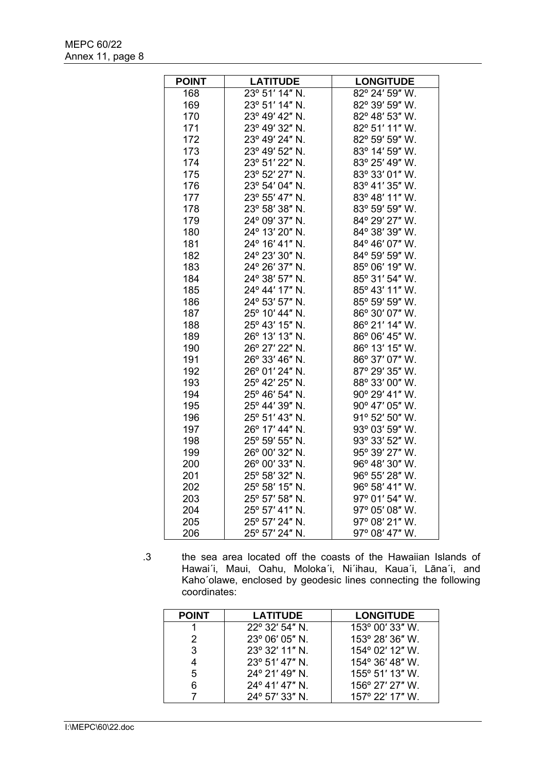| POINT | LATITUDE | LONGITUDE |
|---|---|---|
| 168 | 23º 51′ 14″ N. | 82º 24′ 59″ W. |
| 169 | 23º 51′ 14″ N. | 82º 39′ 59″ W. |
| 170 | 23º 49′ 42″ N. | 82º 48′ 53″ W. |
| 171 | 23º 49′ 32″ N. | 82º 51′ 11″ W. |
| 172 | 23º 49′ 24″ N. | 82º 59′ 59″ W. |
| 173 | 23º 49′ 52″ N. | 83º 14′ 59″ W. |
| 174 | 23º 51′ 22″ N. | 83º 25′ 49″ W. |
| 175 | 23º 52′ 27″ N. | 83º 33′ 01″ W. |
| 176 | 23º 54′ 04″ N. | 83º 41′ 35″ W. |
| 177 | 23º 55′ 47″ N. | 83º 48′ 11″ W. |
| 178 | 23º 58′ 38″ N. | 83º 59′ 59″ W. |
| 179 | 24º 09′ 37″ N. | 84º 29′ 27″ W. |
| 180 | 24º 13′ 20″ N. | 84º 38′ 39″ W. |
| 181 | 24º 16′ 41″ N. | 84º 46′ 07″ W. |
| 182 | 24º 23′ 30″ N. | 84º 59′ 59″ W. |
| 183 | 24º 26′ 37″ N. | 85º 06′ 19″ W. |
| 184 | 24º 38′ 57″ N. | 85º 31′ 54″ W. |
| 185 | 24º 44′ 17″ N. | 85º 43′ 11″ W. |
| 186 | 24º 53′ 57″ N. | 85º 59′ 59″ W. |
| 187 | 25º 10′ 44″ N. | 86º 30′ 07″ W. |
| 188 | 25º 43′ 15″ N. | 86º 21′ 14″ W. |
| 189 | 26º 13′ 13″ N. | 86º 06′ 45″ W. |
| 190 | 26º 27′ 22″ N. | 86º 13′ 15″ W. |
| 191 | 26º 33′ 46″ N. | 86º 37′ 07″ W. |
| 192 | 26º 01′ 24″ N. | 87º 29′ 35″ W. |
| 193 | 25º 42′ 25″ N. | 88º 33′ 00″ W. |
| 194 | 25º 46′ 54″ N. | 90º 29′ 41″ W. |
| 195 | 25º 44′ 39″ N. | 90º 47′ 05″ W. |
| 196 | 25º 51′ 43″ N. | 91º 52′ 50″ W. |
| 197 | 26º 17′ 44″ N. | 93º 03′ 59″ W. |
| 198 | 25º 59′ 55″ N. | 93º 33′ 52″ W. |
| 199 | 26º 00′ 32″ N. | 95º 39′ 27″ W. |
| 200 | 26º 00′ 33″ N. | 96º 48′ 30″ W. |
| 201 | 25º 58′ 32″ N. | 96º 55′ 28″ W. |
| 202 | 25º 58′ 15″ N. | 96º 58′ 41″ W. |
| 203 | 25º 57′ 58″ N. | 97º 01′ 54″ W. |
| 204 | 25º 57′ 41″ N. | 97º 05′ 08″ W. |
| 205 | 25º 57′ 24″ N. | 97º 08′ 21″ W. |
| 206 | 25º 57′ 24″ N. | 97º 08′ 47″ W. |

.3 the sea area located off the coasts of the Hawaiian Islands of Hawai´i, Maui, Oahu, Moloka´i, Ni´ihau, Kaua´i, Lāna´i, and Kaho´olawe, enclosed by geodesic lines connecting the following coordinates:

| POINT | LATITUDE | LONGITUDE |
|---|---|---|
| 1 | 22º 32′ 54″ N. | 153º 00′ 33″ W. |
| 2 | 23º 06′ 05″ N. | 153º 28′ 36″ W. |
| 3 | 23º 32′ 11″ N. | 154º 02′ 12″ W. |
| 4 | 23º 51′ 47″ N. | 154º 36′ 48″ W. |
| 5 | 24º 21′ 49″ N. | 155º 51′ 13″ W. |
| 6 | 24º 41′ 47″ N. | 156º 27′ 27″ W. |
| 7 | 24º 57′ 33″ N. | 157º 22′ 17″ W. |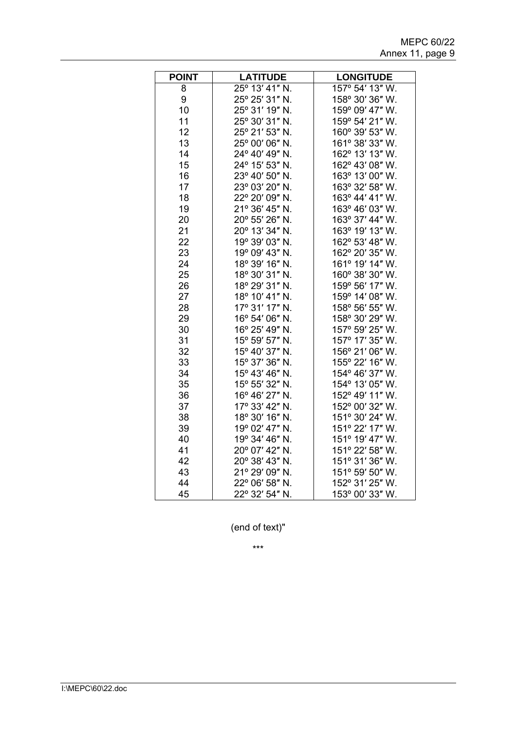| POINT | LATITUDE | LONGITUDE |
|---|---|---|
| 8 | 25º 13′ 41″ N. | 157º 54′ 13″ W. |
| 9 | 25º 25′ 31″ N. | 158º 30′ 36″ W. |
| 10 | 25º 31′ 19″ N. | 159º 09′ 47″ W. |
| 11 | 25º 30′ 31″ N. | 159º 54′ 21″ W. |
| 12 | 25º 21′ 53″ N. | 160º 39′ 53″ W. |
| 13 | 25º 00′ 06″ N. | 161º 38′ 33″ W. |
| 14 | 24º 40′ 49″ N. | 162º 13′ 13″ W. |
| 15 | 24º 15′ 53″ N. | 162º 43′ 08″ W. |
| 16 | 23º 40′ 50″ N. | 163º 13′ 00″ W. |
| 17 | 23º 03′ 20″ N. | 163º 32′ 58″ W. |
| 18 | 22º 20′ 09″ N. | 163º 44′ 41″ W. |
| 19 | 21º 36′ 45″ N. | 163º 46′ 03″ W. |
| 20 | 20º 55′ 26″ N. | 163º 37′ 44″ W. |
| 21 | 20º 13′ 34″ N. | 163º 19′ 13″ W. |
| 22 | 19º 39′ 03″ N. | 162º 53′ 48″ W. |
| 23 | 19º 09′ 43″ N. | 162º 20′ 35″ W. |
| 24 | 18º 39′ 16″ N. | 161º 19′ 14″ W. |
| 25 | 18º 30′ 31″ N. | 160º 38′ 30″ W. |
| 26 | 18º 29′ 31″ N. | 159º 56′ 17″ W. |
| 27 | 18º 10′ 41″ N. | 159º 14′ 08″ W. |
| 28 | 17º 31′ 17″ N. | 158º 56′ 55″ W. |
| 29 | 16º 54′ 06″ N. | 158º 30′ 29″ W. |
| 30 | 16º 25′ 49″ N. | 157º 59′ 25″ W. |
| 31 | 15º 59′ 57″ N. | 157º 17′ 35″ W. |
| 32 | 15º 40′ 37″ N. | 156º 21′ 06″ W. |
| 33 | 15º 37′ 36″ N. | 155º 22′ 16″ W. |
| 34 | 15º 43′ 46″ N. | 154º 46′ 37″ W. |
| 35 | 15º 55′ 32″ N. | 154º 13′ 05″ W. |
| 36 | 16º 46′ 27″ N. | 152º 49′ 11″ W. |
| 37 | 17º 33′ 42″ N. | 152º 00′ 32″ W. |
| 38 | 18º 30′ 16″ N. | 151º 30′ 24″ W. |
| 39 | 19º 02′ 47″ N. | 151º 22′ 17″ W. |
| 40 | 19º 34′ 46″ N. | 151º 19′ 47″ W. |
| 41 | 20º 07′ 42″ N. | 151º 22′ 58″ W. |
| 42 | 20º 38′ 43″ N. | 151º 31′ 36″ W. |
| 43 | 21º 29′ 09″ N. | 151º 59′ 50″ W. |
| 44 | 22º 06′ 58″ N. | 152º 31′ 25″ W. |
| 45 | 22º 32′ 54″ N. | 153º 00′ 33″ W. |

(end of text)"

***